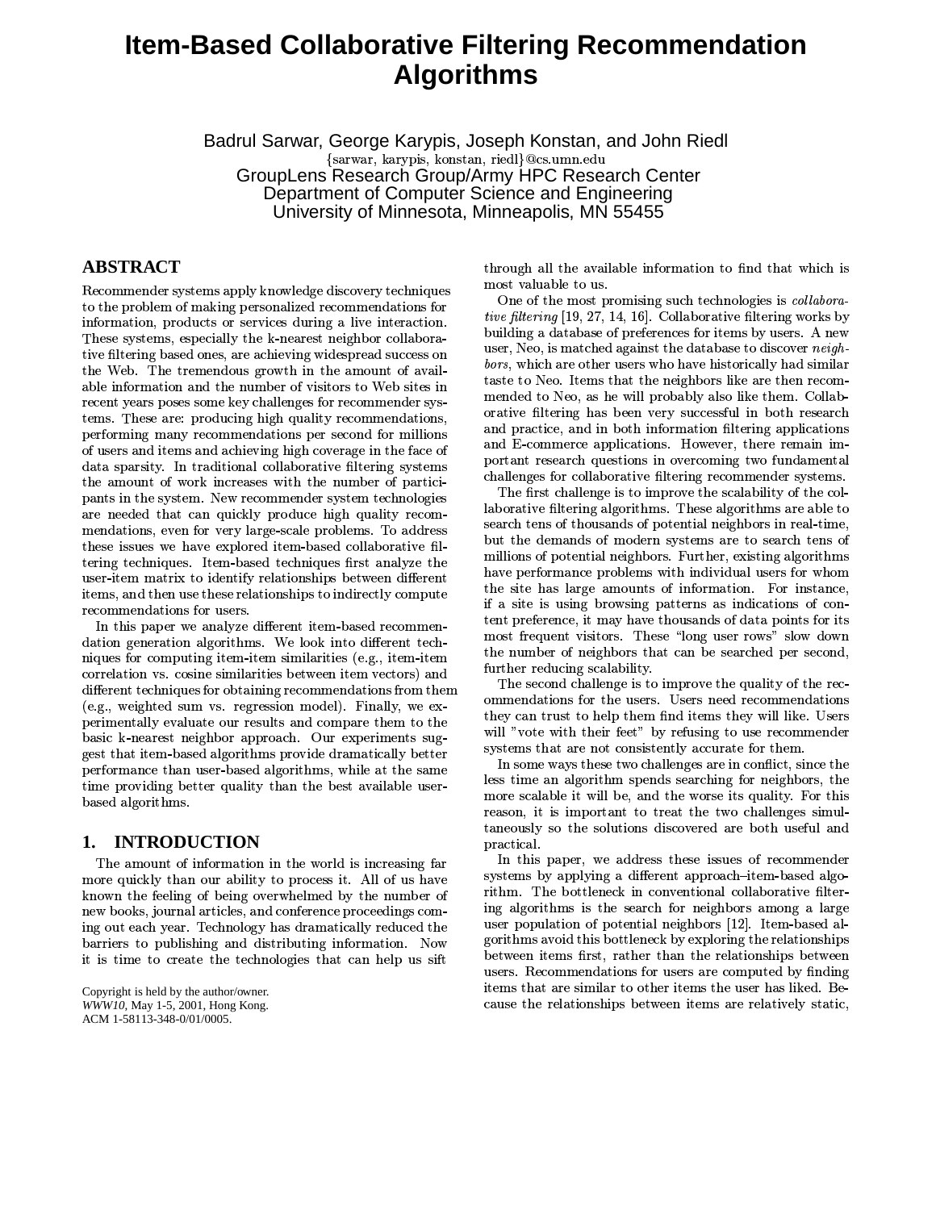# Item-Based Collaborative Filtering Recommendation Algorithms

Badrul Sarwar, George Karypis, Joseph Konstan, and John Riedl
{sarwar, karypis, konstan, riedl}@cs.umn.edu
GroupLens Research Group/Army HPC Research Center
Department of Computer Science and Engineering
University of Minnesota, Minneapolis, MN 55455

## ABSTRACT

Recommender systems apply knowledge discovery techniques to the problem of making personalized recommendations for information, products or services during a live interaction. These systems, especially the k-nearest neighbor collaborative filtering based ones, are achieving widespread success on the Web. The tremendous growth in the amount of available information and the number of visitors to Web sites in recent years poses some key challenges for recommender systems. These are: producing high quality recommendations, performing many recommendations per second for millions of users and items and achieving high coverage in the face of data sparsity. In traditional collaborative filtering systems the amount of work increases with the number of participants in the system. New recommender system technologies are needed that can quickly produce high quality recommendations, even for very large-scale problems. To address these issues we have explored item-based collaborative filtering techniques. Item-based techniques first analyze the user-item matrix to identify relationships between different items, and then use these relationships to indirectly compute recommendations for users.

In this paper we analyze different item-based recommendation generation algorithms. We look into different techniques for computing item-item similarities (e.g., item-item correlation vs. cosine similarities between item vectors) and different techniques for obtaining recommendations from them (e.g., weighted sum vs. regression model). Finally, we experimentally evaluate our results and compare them to the basic k-nearest neighbor approach. Our experiments suggest that item-based algorithms provide dramatically better performance than user-based algorithms, while at the same time providing better quality than the best available user-based algorithms.

## 1. INTRODUCTION

The amount of information in the world is increasing far more quickly than our ability to process it. All of us have known the feeling of being overwhelmed by the number of new books, journal articles, and conference proceedings coming out each year. Technology has dramatically reduced the barriers to publishing and distributing information. Now it is time to create the technologies that can help us sift through all the available information to find that which is most valuable to us.

One of the most promising such technologies is *collaborative filtering* [19, 27, 14, 16]. Collaborative filtering works by building a database of preferences for items by users. A new user, Neo, is matched against the database to discover *neighbors*, which are other users who have historically had similar taste to Neo. Items that the neighbors like are then recommended to Neo, as he will probably also like them. Collaborative filtering has been very successful in both research and practice, and in both information filtering applications and E-commerce applications. However, there remain important research questions in overcoming two fundamental challenges for collaborative filtering recommender systems.

The first challenge is to improve the scalability of the collaborative filtering algorithms. These algorithms are able to search tens of thousands of potential neighbors in real-time, but the demands of modern systems are to search tens of millions of potential neighbors. Further, existing algorithms have performance problems with individual users for whom the site has large amounts of information. For instance, if a site is using browsing patterns as indications of content preference, it may have thousands of data points for its most frequent visitors. These "long user rows" slow down the number of neighbors that can be searched per second, further reducing scalability.

The second challenge is to improve the quality of the recommendations for the users. Users need recommendations they can trust to help them find items they will like. Users will "vote with their feet" by refusing to use recommender systems that are not consistently accurate for them.

In some ways these two challenges are in conflict, since the less time an algorithm spends searching for neighbors, the more scalable it will be, and the worse its quality. For this reason, it is important to treat the two challenges simultaneously so the solutions discovered are both useful and practical.

In this paper, we address these issues of recommender systems by applying a different approach–item-based algorithm. The bottleneck in conventional collaborative filtering algorithms is the search for neighbors among a large user population of potential neighbors [12]. Item-based algorithms avoid this bottleneck by exploring the relationships between items first, rather than the relationships between users. Recommendations for users are computed by finding items that are similar to other items the user has liked. Because the relationships between items are relatively static,

Copyright is held by the author/owner.
*WWW10*, May 1-5, 2001, Hong Kong.
ACM 1-58113-348-0/01/0005.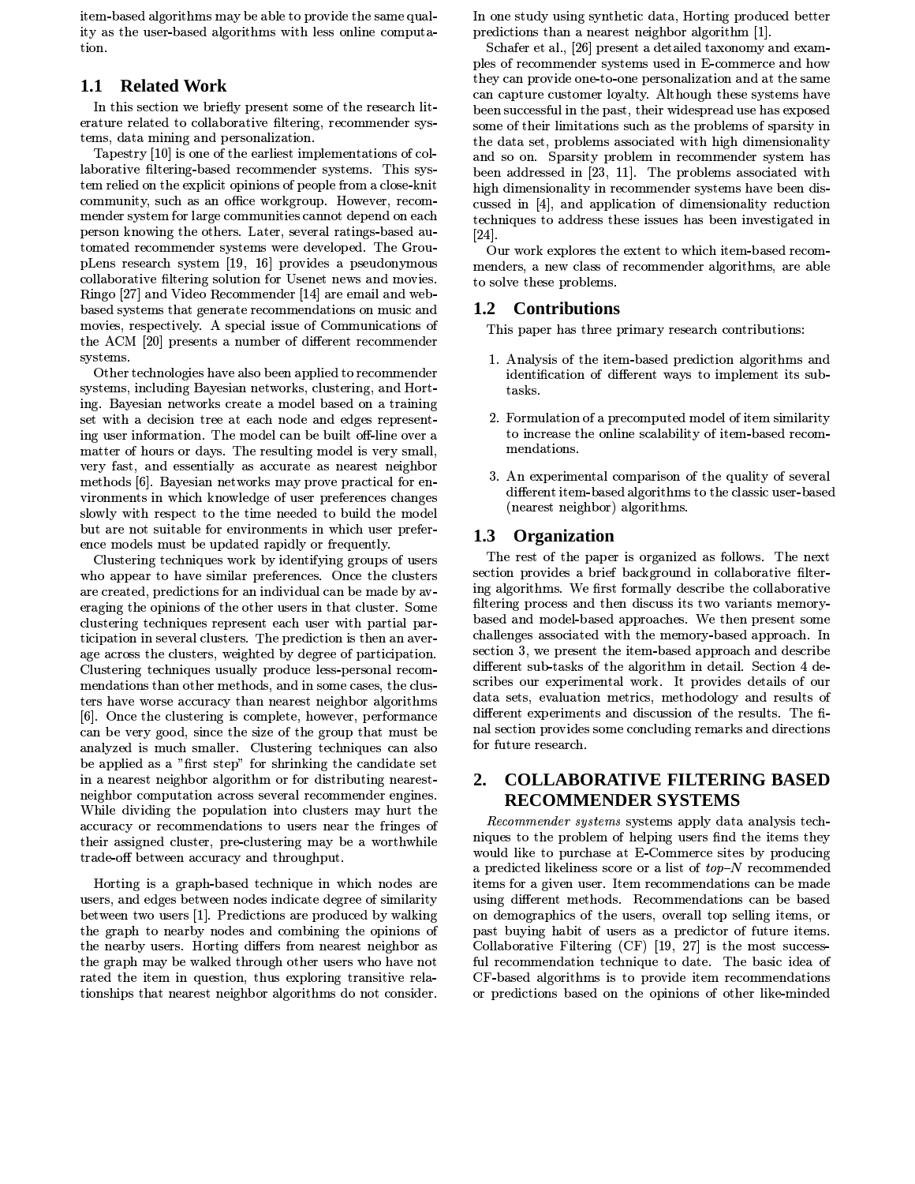item-based algorithms may be able to provide the same quality as the user-based algorithms with less online computation.

### 1.1 Related Work

In this section we briefly present some of the research literature related to collaborative filtering, recommender systems, data mining and personalization.

Tapestry [10] is one of the earliest implementations of collaborative filtering-based recommender systems. This system relied on the explicit opinions of people from a close-knit community, such as an office workgroup. However, recommender system for large communities cannot depend on each person knowing the others. Later, several ratings-based automated recommender systems were developed. The GroupLens research system [19, 16] provides a pseudonymous collaborative filtering solution for Usenet news and movies. Ringo [27] and Video Recommender [14] are email and web-based systems that generate recommendations on music and movies, respectively. A special issue of Communications of the ACM [20] presents a number of different recommender systems.

Other technologies have also been applied to recommender systems, including Bayesian networks, clustering, and Horting. Bayesian networks create a model based on a training set with a decision tree at each node and edges representing user information. The model can be built off-line over a matter of hours or days. The resulting model is very small, very fast, and essentially as accurate as nearest neighbor methods [6]. Bayesian networks may prove practical for environments in which knowledge of user preferences changes slowly with respect to the time needed to build the model but are not suitable for environments in which user preference models must be updated rapidly or frequently.

Clustering techniques work by identifying groups of users who appear to have similar preferences. Once the clusters are created, predictions for an individual can be made by averaging the opinions of the other users in that cluster. Some clustering techniques represent each user with partial participation in several clusters. The prediction is then an average across the clusters, weighted by degree of participation. Clustering techniques usually produce less-personal recommendations than other methods, and in some cases, the clusters have worse accuracy than nearest neighbor algorithms [6]. Once the clustering is complete, however, performance can be very good, since the size of the group that must be analyzed is much smaller. Clustering techniques can also be applied as a "first step" for shrinking the candidate set in a nearest neighbor algorithm or for distributing nearest-neighbor computation across several recommender engines. While dividing the population into clusters may hurt the accuracy or recommendations to users near the fringes of their assigned cluster, pre-clustering may be a worthwhile trade-off between accuracy and throughput.

Horting is a graph-based technique in which nodes are users, and edges between nodes indicate degree of similarity between two users [1]. Predictions are produced by walking the graph to nearby nodes and combining the opinions of the nearby users. Horting differs from nearest neighbor as the graph may be walked through other users who have not rated the item in question, thus exploring transitive relationships that nearest neighbor algorithms do not consider. In one study using synthetic data, Horting produced better predictions than a nearest neighbor algorithm [1].

Schafer et al., [26] present a detailed taxonomy and examples of recommender systems used in E-commerce and how they can provide one-to-one personalization and at the same can capture customer loyalty. Although these systems have been successful in the past, their widespread use has exposed some of their limitations such as the problems of sparsity in the data set, problems associated with high dimensionality and so on. Sparsity problem in recommender system has been addressed in [23, 11]. The problems associated with high dimensionality in recommender systems have been discussed in [4], and application of dimensionality reduction techniques to address these issues has been investigated in [24].

Our work explores the extent to which item-based recommenders, a new class of recommender algorithms, are able to solve these problems.

### 1.2 Contributions

This paper has three primary research contributions:

1. Analysis of the item-based prediction algorithms and identification of different ways to implement its subtasks.
2. Formulation of a precomputed model of item similarity to increase the online scalability of item-based recommendations.
3. An experimental comparison of the quality of several different item-based algorithms to the classic user-based (nearest neighbor) algorithms.

### 1.3 Organization

The rest of the paper is organized as follows. The next section provides a brief background in collaborative filtering algorithms. We first formally describe the collaborative filtering process and then discuss its two variants memory-based and model-based approaches. We then present some challenges associated with the memory-based approach. In section 3, we present the item-based approach and describe different sub-tasks of the algorithm in detail. Section 4 describes our experimental work. It provides details of our data sets, evaluation metrics, methodology and results of different experiments and discussion of the results. The final section provides some concluding remarks and directions for future research.

## 2. COLLABORATIVE FILTERING BASED RECOMMENDER SYSTEMS

*Recommender systems* systems apply data analysis techniques to the problem of helping users find the items they would like to purchase at E-Commerce sites by producing a predicted likeliness score or a list of *top–N* recommended items for a given user. Item recommendations can be made using different methods. Recommendations can be based on demographics of the users, overall top selling items, or past buying habit of users as a predictor of future items. Collaborative Filtering (CF) [19, 27] is the most successful recommendation technique to date. The basic idea of CF-based algorithms is to provide item recommendations or predictions based on the opinions of other like-minded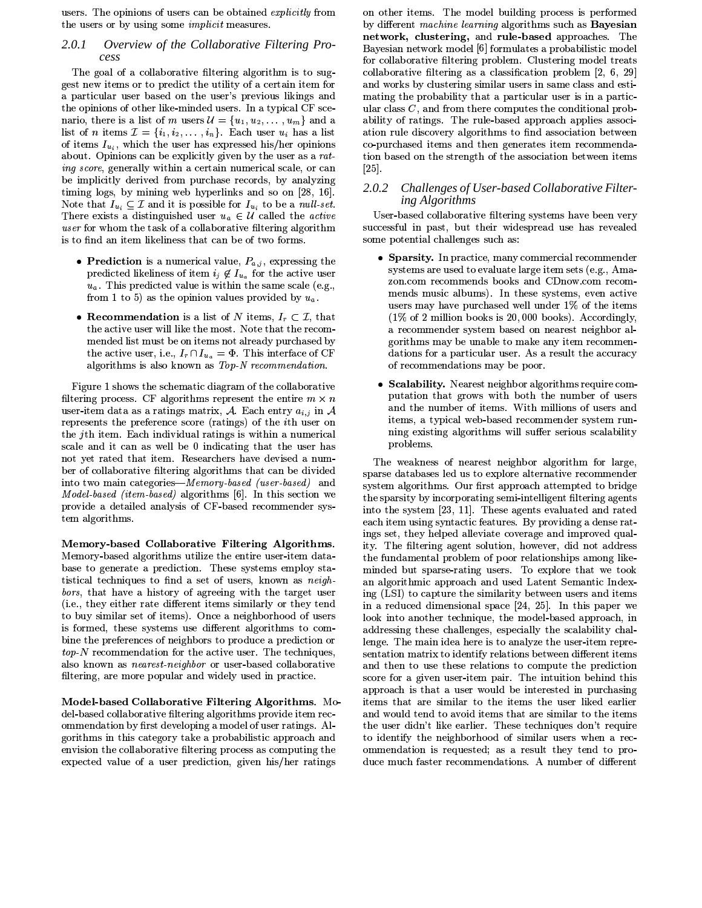users. The opinions of users can be obtained *explicitly* from the users or by using some *implicit* measures.

### 2.0.1 Overview of the Collaborative Filtering Process

The goal of a collaborative filtering algorithm is to suggest new items or to predict the utility of a certain item for a particular user based on the user's previous likings and the opinions of other like-minded users. In a typical CF scenario, there is a list of $m$ users $\mathcal{U} = \{u_1, u_2, \ldots, u_m\}$ and a list of $n$ items $\mathcal{I} = \{i_1, i_2, \ldots, i_n\}$. Each user $u_i$ has a list of items $I_{u_i}$, which the user has expressed his/her opinions about. Opinions can be explicitly given by the user as a *rating score*, generally within a certain numerical scale, or can be implicitly derived from purchase records, by analyzing timing logs, by mining web hyperlinks and so on [28, 16]. Note that $I_{u_i} \subseteq \mathcal{I}$ and it is possible for $I_{u_i}$ to be a *null-set*. There exists a distinguished user $u_a \in \mathcal{U}$ called the *active user* for whom the task of a collaborative filtering algorithm is to find an item likeliness that can be of two forms.

- **Prediction** is a numerical value, $P_{a,j}$, expressing the predicted likeliness of item $i_j \notin I_{u_a}$ for the active user $u_a$. This predicted value is within the same scale (e.g., from 1 to 5) as the opinion values provided by $u_a$.
- **Recommendation** is a list of $N$ items, $I_r \subset \mathcal{I}$, that the active user will like the most. Note that the recommended list must be on items not already purchased by the active user, i.e., $I_r \cap I_{u_a} = \Phi$. This interface of CF algorithms is also known as *Top-N recommendation*.

Figure 1 shows the schematic diagram of the collaborative filtering process. CF algorithms represent the entire $m \times n$ user-item data as a ratings matrix, $\mathcal{A}$. Each entry $a_{i,j}$ in $\mathcal{A}$ represents the preference score (ratings) of the $i$th user on the $j$th item. Each individual ratings is within a numerical scale and it can as well be 0 indicating that the user has not yet rated that item. Researchers have devised a number of collaborative filtering algorithms that can be divided into two main categories—*Memory-based (user-based)* and *Model-based (item-based)* algorithms [6]. In this section we provide a detailed analysis of CF-based recommender system algorithms.

**Memory-based Collaborative Filtering Algorithms.** Memory-based algorithms utilize the entire user-item database to generate a prediction. These systems employ statistical techniques to find a set of users, known as *neighbors*, that have a history of agreeing with the target user (i.e., they either rate different items similarly or they tend to buy similar set of items). Once a neighborhood of users is formed, these systems use different algorithms to combine the preferences of neighbors to produce a prediction or *top-N* recommendation for the active user. The techniques, also known as *nearest-neighbor* or user-based collaborative filtering, are more popular and widely used in practice.

**Model-based Collaborative Filtering Algorithms.** Model-based collaborative filtering algorithms provide item recommendation by first developing a model of user ratings. Algorithms in this category take a probabilistic approach and envision the collaborative filtering process as computing the expected value of a user prediction, given his/her ratings on other items. The model building process is performed by different *machine learning* algorithms such as **Bayesian network, clustering,** and **rule-based** approaches. The Bayesian network model [6] formulates a probabilistic model for collaborative filtering problem. Clustering model treats collaborative filtering as a classification problem [2, 6, 29] and works by clustering similar users in same class and estimating the probability that a particular user is in a particular class $C$, and from there computes the conditional probability of ratings. The rule-based approach applies association rule discovery algorithms to find association between co-purchased items and then generates item recommendation based on the strength of the association between items [25].

### 2.0.2 Challenges of User-based Collaborative Filtering Algorithms

User-based collaborative filtering systems have been very successful in past, but their widespread use has revealed some potential challenges such as:

- **Sparsity.** In practice, many commercial recommender systems are used to evaluate large item sets (e.g., Amazon.com recommends books and CDnow.com recommends music albums). In these systems, even active users may have purchased well under 1% of the items (1% of 2 million books is 20,000 books). Accordingly, a recommender system based on nearest neighbor algorithms may be unable to make any item recommendations for a particular user. As a result the accuracy of recommendations may be poor.
- **Scalability.** Nearest neighbor algorithms require computation that grows with both the number of users and the number of items. With millions of users and items, a typical web-based recommender system running existing algorithms will suffer serious scalability problems.

The weakness of nearest neighbor algorithm for large, sparse databases led us to explore alternative recommender system algorithms. Our first approach attempted to bridge the sparsity by incorporating semi-intelligent filtering agents into the system [23, 11]. These agents evaluated and rated each item using syntactic features. By providing a dense ratings set, they helped alleviate coverage and improved quality. The filtering agent solution, however, did not address the fundamental problem of poor relationships among like-minded but sparse-rating users. To explore that we took an algorithmic approach and used Latent Semantic Indexing (LSI) to capture the similarity between users and items in a reduced dimensional space [24, 25]. In this paper we look into another technique, the model-based approach, in addressing these challenges, especially the scalability challenge. The main idea here is to analyze the user-item representation matrix to identify relations between different items and then to use these relations to compute the prediction score for a given user-item pair. The intuition behind this approach is that a user would be interested in purchasing items that are similar to the items the user liked earlier and would tend to avoid items that are similar to the items the user didn't like earlier. These techniques don't require to identify the neighborhood of similar users when a recommendation is requested; as a result they tend to produce much faster recommendations. A number of different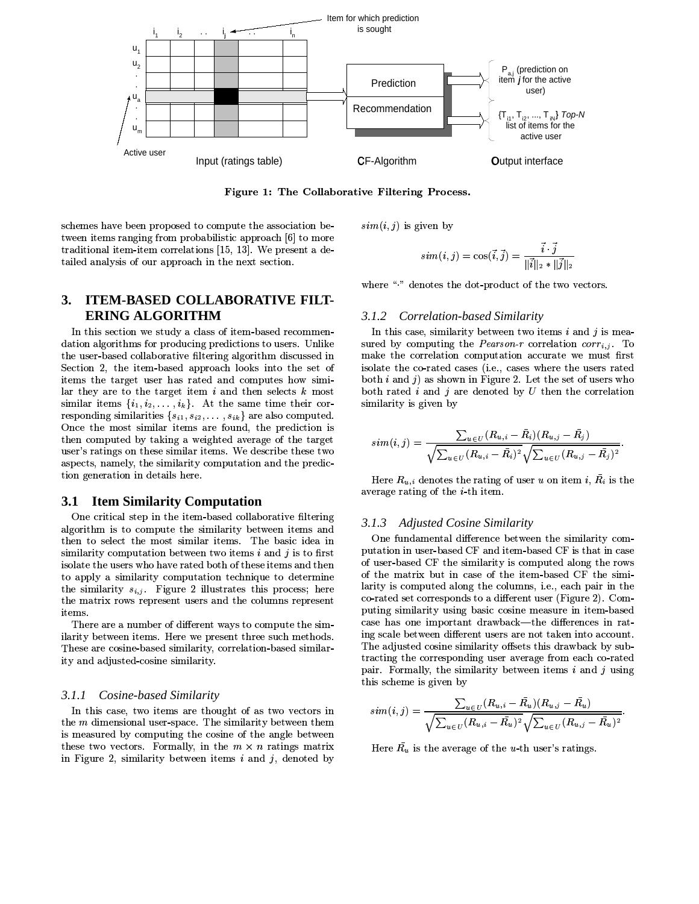Figure 1: The Collaborative Filtering Process.

schemes have been proposed to compute the association between items ranging from probabilistic approach [6] to more traditional item-item correlations [15, 13]. We present a detailed analysis of our approach in the next section.

## 3. ITEM-BASED COLLABORATIVE FILTERING ALGORITHM

In this section we study a class of item-based recommendation algorithms for producing predictions to users. Unlike the user-based collaborative filtering algorithm discussed in Section 2, the item-based approach looks into the set of items the target user has rated and computes how similar they are to the target item $i$ and then selects $k$ most similar items $\{i_1, i_2, \ldots, i_k\}$. At the same time their corresponding similarities $\{s_{i1}, s_{i2}, \ldots, s_{ik}\}$ are also computed. Once the most similar items are found, the prediction is then computed by taking a weighted average of the target user's ratings on these similar items. We describe these two aspects, namely, the similarity computation and the prediction generation in details here.

### 3.1 Item Similarity Computation

One critical step in the item-based collaborative filtering algorithm is to compute the similarity between items and then to select the most similar items. The basic idea in similarity computation between two items $i$ and $j$ is to first isolate the users who have rated both of these items and then to apply a similarity computation technique to determine the similarity $s_{i,j}$. Figure 2 illustrates this process; here the matrix rows represent users and the columns represent items.

There are a number of different ways to compute the similarity between items. Here we present three such methods. These are cosine-based similarity, correlation-based similarity and adjusted-cosine similarity.

#### *3.1.1 Cosine-based Similarity*

In this case, two items are thought of as two vectors in the $m$ dimensional user-space. The similarity between them is measured by computing the cosine of the angle between these two vectors. Formally, in the $m \times n$ ratings matrix in Figure 2, similarity between items $i$ and $j$, denoted by $sim(i,j)$ is given by

$$sim(i,j) = \cos(\vec{i}, \vec{j}) = \frac{\vec{i} \cdot \vec{j}}{\|\vec{i}\|_2 * \|\vec{j}\|_2}$$

where "$\cdot$" denotes the dot-product of the two vectors.

#### *3.1.2 Correlation-based Similarity*

In this case, similarity between two items $i$ and $j$ is measured by computing the *Pearson-r* correlation $corr_{i,j}$. To make the correlation computation accurate we must first isolate the co-rated cases (i.e., cases where the users rated both $i$ and $j$) as shown in Figure 2. Let the set of users who both rated $i$ and $j$ are denoted by $U$ then the correlation similarity is given by

$$sim(i,j) = \frac{\sum_{u \in U}(R_{u,i} - \bar{R}_i)(R_{u,j} - \bar{R}_j)}{\sqrt{\sum_{u \in U}(R_{u,i} - \bar{R}_i)^2}\sqrt{\sum_{u \in U}(R_{u,j} - \bar{R}_j)^2}}.$$

Here $R_{u,i}$ denotes the rating of user $u$ on item $i$, $\bar{R}_i$ is the average rating of the $i$-th item.

#### *3.1.3 Adjusted Cosine Similarity*

One fundamental difference between the similarity computation in user-based CF and item-based CF is that in case of user-based CF the similarity is computed along the rows of the matrix but in case of the item-based CF the similarity is computed along the columns, i.e., each pair in the co-rated set corresponds to a different user (Figure 2). Computing similarity using basic cosine measure in item-based case has one important drawback—the differences in rating scale between different users are not taken into account. The adjusted cosine similarity offsets this drawback by subtracting the corresponding user average from each co-rated pair. Formally, the similarity between items $i$ and $j$ using this scheme is given by

$$sim(i,j) = \frac{\sum_{u \in U}(R_{u,i} - \bar{R}_u)(R_{u,j} - \bar{R}_u)}{\sqrt{\sum_{u \in U}(R_{u,i} - \bar{R}_u)^2}\sqrt{\sum_{u \in U}(R_{u,j} - \bar{R}_u)^2}}.$$

Here $\bar{R}_u$ is the average of the $u$-th user's ratings.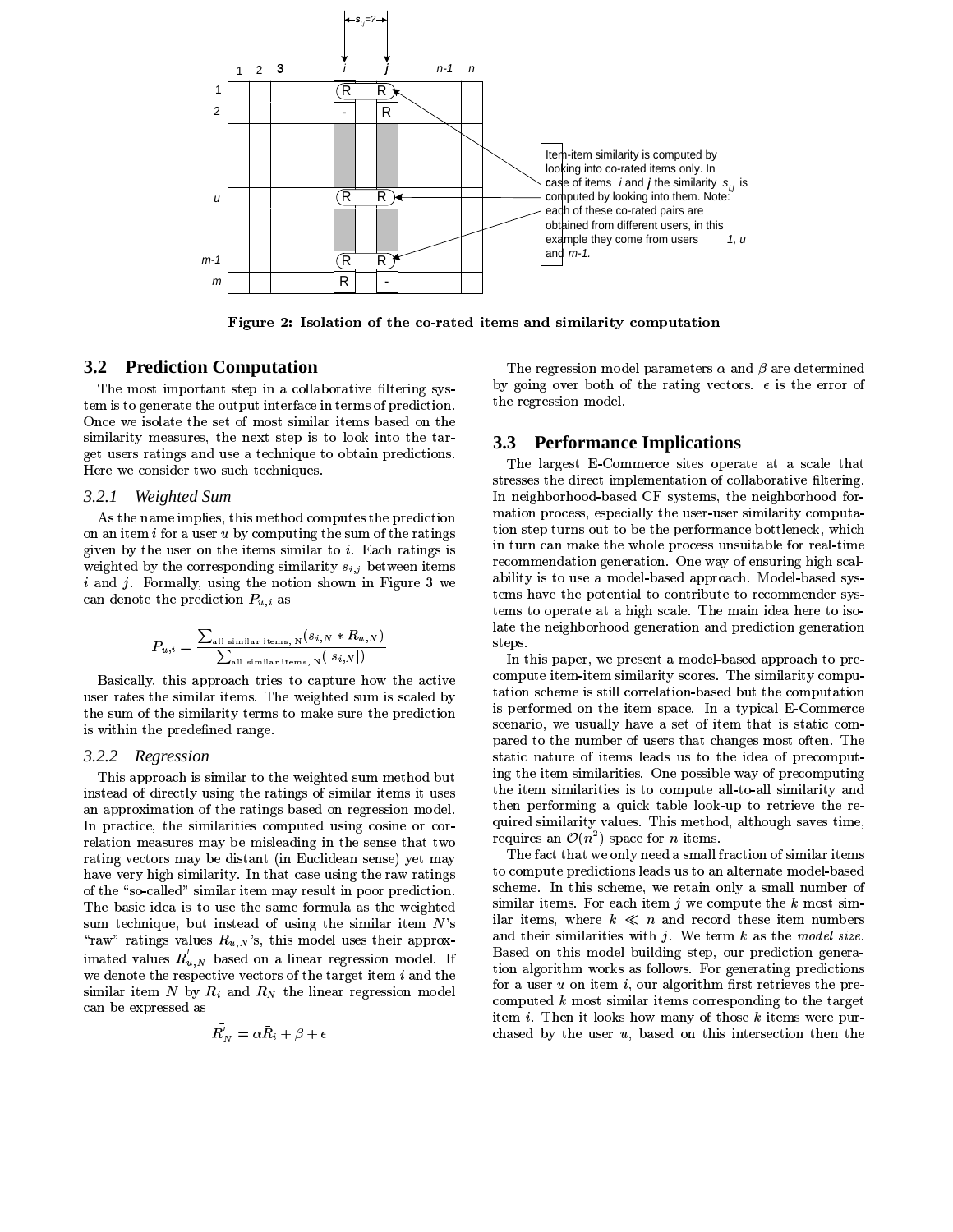Figure 2: Isolation of the co-rated items and similarity computation

## 3.2 Prediction Computation

The most important step in a collaborative filtering system is to generate the output interface in terms of prediction. Once we isolate the set of most similar items based on the similarity measures, the next step is to look into the target users ratings and use a technique to obtain predictions. Here we consider two such techniques.

### 3.2.1 Weighted Sum

As the name implies, this method computes the prediction on an item $i$ for a user $u$ by computing the sum of the ratings given by the user on the items similar to $i$. Each ratings is weighted by the corresponding similarity $s_{i,j}$ between items $i$ and $j$. Formally, using the notion shown in Figure 3 we can denote the prediction $P_{u,i}$ as

$$P_{u,i} = \frac{\sum_{\text{all similar items, N}} (s_{i,N} * R_{u,N})}{\sum_{\text{all similar items, N}} (|s_{i,N}|)}$$

Basically, this approach tries to capture how the active user rates the similar items. The weighted sum is scaled by the sum of the similarity terms to make sure the prediction is within the predefined range.

### 3.2.2 Regression

This approach is similar to the weighted sum method but instead of directly using the ratings of similar items it uses an approximation of the ratings based on regression model. In practice, the similarities computed using cosine or correlation measures may be misleading in the sense that two rating vectors may be distant (in Euclidean sense) yet may have very high similarity. In that case using the raw ratings of the "so-called" similar item may result in poor prediction. The basic idea is to use the same formula as the weighted sum technique, but instead of using the similar item $N$'s "raw" ratings values $R_{u,N}$'s, this model uses their approximated values $R'_{u,N}$ based on a linear regression model. If we denote the respective vectors of the target item $i$ and the similar item $N$ by $R_i$ and $R_N$ the linear regression model can be expressed as

$$\bar{R'_N} = \alpha \bar{R}_i + \beta + \epsilon$$

The regression model parameters $\alpha$ and $\beta$ are determined by going over both of the rating vectors. $\epsilon$ is the error of the regression model.

## 3.3 Performance Implications

The largest E-Commerce sites operate at a scale that stresses the direct implementation of collaborative filtering. In neighborhood-based CF systems, the neighborhood formation process, especially the user-user similarity computation step turns out to be the performance bottleneck, which in turn can make the whole process unsuitable for real-time recommendation generation. One way of ensuring high scalability is to use a model-based approach. Model-based systems have the potential to contribute to recommender systems to operate at a high scale. The main idea here to isolate the neighborhood generation and prediction generation steps.

In this paper, we present a model-based approach to precompute item-item similarity scores. The similarity computation scheme is still correlation-based but the computation is performed on the item space. In a typical E-Commerce scenario, we usually have a set of item that is static compared to the number of users that changes most often. The static nature of items leads us to the idea of precomputing the item similarities. One possible way of precomputing the item similarities is to compute all-to-all similarity and then performing a quick table look-up to retrieve the required similarity values. This method, although saves time, requires an $\mathcal{O}(n^2)$ space for $n$ items.

The fact that we only need a small fraction of similar items to compute predictions leads us to an alternate model-based scheme. In this scheme, we retain only a small number of similar items. For each item $j$ we compute the $k$ most similar items, where $k \ll n$ and record these item numbers and their similarities with $j$. We term $k$ as the *model size*. Based on this model building step, our prediction generation algorithm works as follows. For generating predictions for a user $u$ on item $i$, our algorithm first retrieves the precomputed $k$ most similar items corresponding to the target item $i$. Then it looks how many of those $k$ items were purchased by the user $u$, based on this intersection then the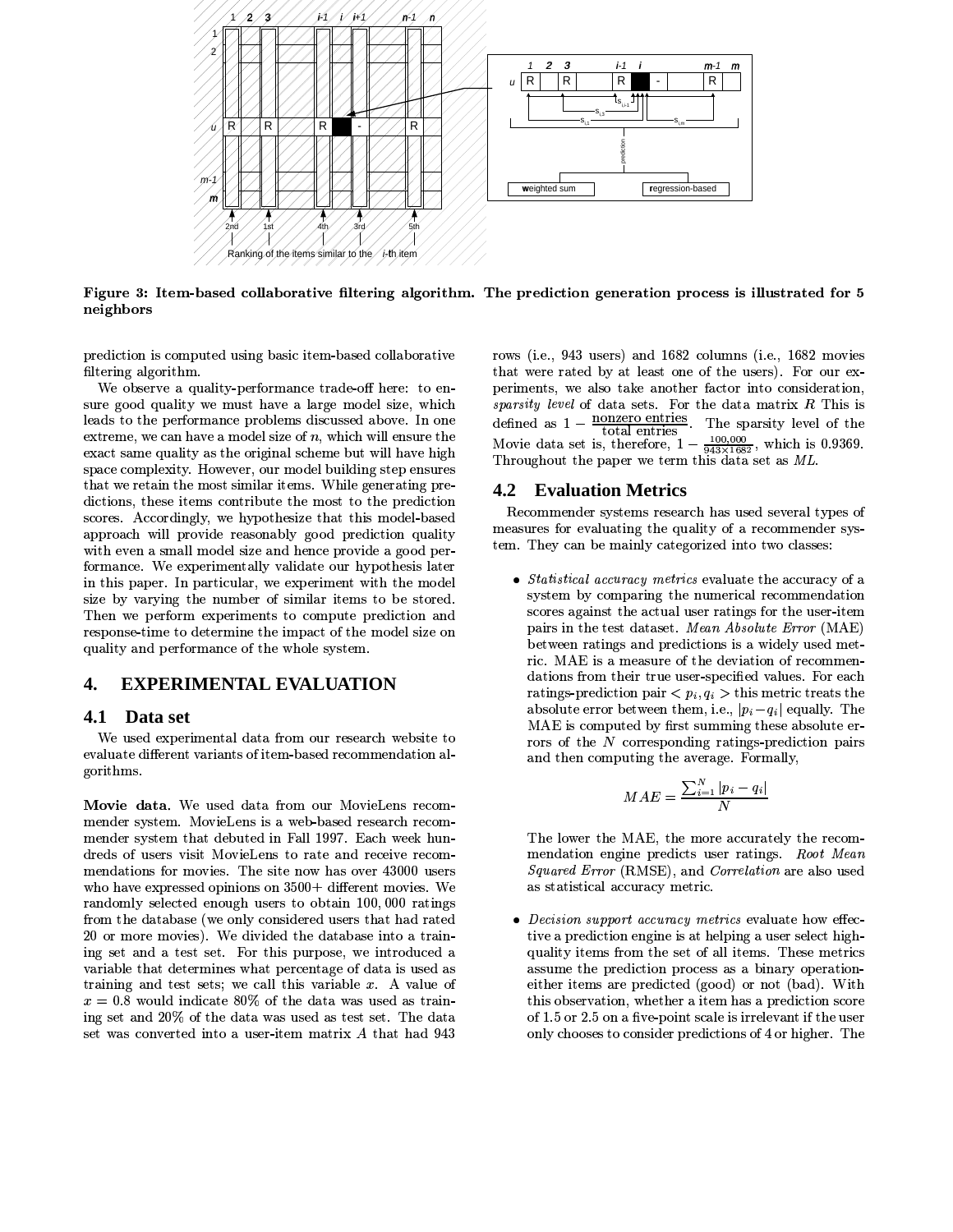**Figure 3: Item-based collaborative filtering algorithm. The prediction generation process is illustrated for 5 neighbors**

prediction is computed using basic item-based collaborative filtering algorithm.

We observe a quality-performance trade-off here: to ensure good quality we must have a large model size, which leads to the performance problems discussed above. In one extreme, we can have a model size of $n$, which will ensure the exact same quality as the original scheme but will have high space complexity. However, our model building step ensures that we retain the most similar items. While generating predictions, these items contribute the most to the prediction scores. Accordingly, we hypothesize that this model-based approach will provide reasonably good prediction quality with even a small model size and hence provide a good performance. We experimentally validate our hypothesis later in this paper. In particular, we experiment with the model size by varying the number of similar items to be stored. Then we perform experiments to compute prediction and response-time to determine the impact of the model size on quality and performance of the whole system.

# 4. EXPERIMENTAL EVALUATION

## 4.1 Data set

We used experimental data from our research website to evaluate different variants of item-based recommendation algorithms.

**Movie data.** We used data from our MovieLens recommender system. MovieLens is a web-based research recommender system that debuted in Fall 1997. Each week hundreds of users visit MovieLens to rate and receive recommendations for movies. The site now has over 43000 users who have expressed opinions on 3500+ different movies. We randomly selected enough users to obtain 100,000 ratings from the database (we only considered users that had rated 20 or more movies). We divided the database into a training set and a test set. For this purpose, we introduced a variable that determines what percentage of data is used as training and test sets; we call this variable $x$. A value of $x = 0.8$ would indicate 80% of the data was used as training set and 20% of the data was used as test set. The data set was converted into a user-item matrix $A$ that had 943 rows (i.e., 943 users) and 1682 columns (i.e., 1682 movies that were rated by at least one of the users). For our experiments, we also take another factor into consideration, *sparsity level* of data sets. For the data matrix $R$ This is defined as $1 - \frac{\text{nonzero entries}}{\text{total entries}}$. The sparsity level of the Movie data set is, therefore, $1 - \frac{100,000}{943 \times 1682}$, which is 0.9369. Throughout the paper we term this data set as *ML*.

## 4.2 Evaluation Metrics

Recommender systems research has used several types of measures for evaluating the quality of a recommender system. They can be mainly categorized into two classes:

- *Statistical accuracy metrics* evaluate the accuracy of a system by comparing the numerical recommendation scores against the actual user ratings for the user-item pairs in the test dataset. *Mean Absolute Error* (MAE) between ratings and predictions is a widely used metric. MAE is a measure of the deviation of recommendations from their true user-specified values. For each ratings-prediction pair $< p_i, q_i >$ this metric treats the absolute error between them, i.e., $|p_i - q_i|$ equally. The MAE is computed by first summing these absolute errors of the $N$ corresponding ratings-prediction pairs and then computing the average. Formally,

$$MAE = \frac{\sum_{i=1}^{N} |p_i - q_i|}{N}$$

  The lower the MAE, the more accurately the recommendation engine predicts user ratings. *Root Mean Squared Error* (RMSE), and *Correlation* are also used as statistical accuracy metric.

- *Decision support accuracy metrics* evaluate how effective a prediction engine is at helping a user select high-quality items from the set of all items. These metrics assume the prediction process as a binary operation-either items are predicted (good) or not (bad). With this observation, whether a item has a prediction score of 1.5 or 2.5 on a five-point scale is irrelevant if the user only chooses to consider predictions of 4 or higher. The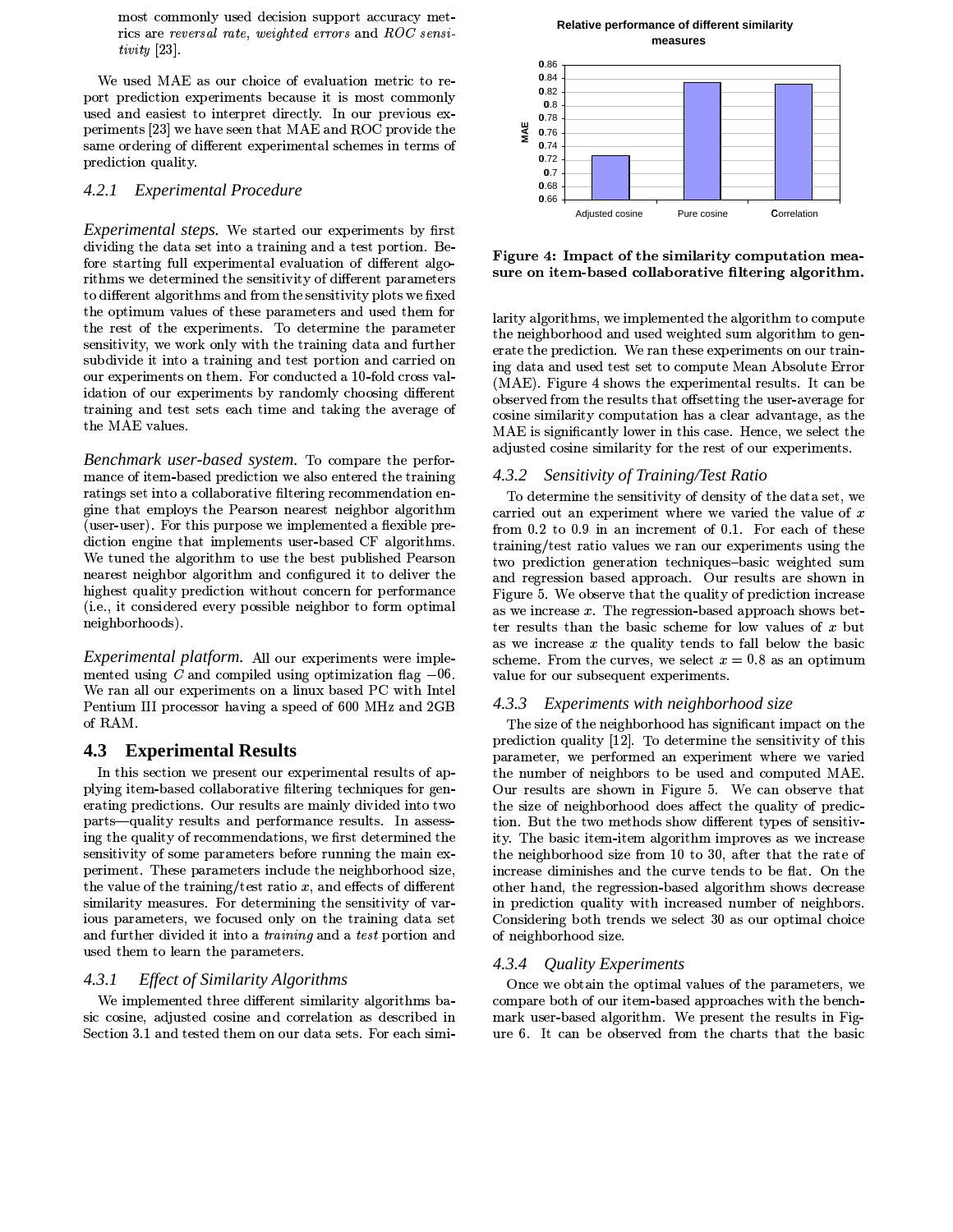most commonly used decision support accuracy metrics are *reversal rate*, *weighted errors* and *ROC sensitivity* [23].

We used MAE as our choice of evaluation metric to report prediction experiments because it is most commonly used and easiest to interpret directly. In our previous experiments [23] we have seen that MAE and ROC provide the same ordering of different experimental schemes in terms of prediction quality.

### 4.2.1 Experimental Procedure

*Experimental steps.* We started our experiments by first dividing the data set into a training and a test portion. Before starting full experimental evaluation of different algorithms we determined the sensitivity of different parameters to different algorithms and from the sensitivity plots we fixed the optimum values of these parameters and used them for the rest of the experiments. To determine the parameter sensitivity, we work only with the training data and further subdivide it into a training and test portion and carried on our experiments on them. For conducted a 10-fold cross validation of our experiments by randomly choosing different training and test sets each time and taking the average of the MAE values.

*Benchmark user-based system.* To compare the performance of item-based prediction we also entered the training ratings set into a collaborative filtering recommendation engine that employs the Pearson nearest neighbor algorithm (user-user). For this purpose we implemented a flexible prediction engine that implements user-based CF algorithms. We tuned the algorithm to use the best published Pearson nearest neighbor algorithm and configured it to deliver the highest quality prediction without concern for performance (i.e., it considered every possible neighbor to form optimal neighborhoods).

*Experimental platform.* All our experiments were implemented using *C* and compiled using optimization flag $-06$. We ran all our experiments on a linux based PC with Intel Pentium III processor having a speed of 600 MHz and 2GB of RAM.

## 4.3 Experimental Results

In this section we present our experimental results of applying item-based collaborative filtering techniques for generating predictions. Our results are mainly divided into two parts—quality results and performance results. In assessing the quality of recommendations, we first determined the sensitivity of some parameters before running the main experiment. These parameters include the neighborhood size, the value of the training/test ratio $x$, and effects of different similarity measures. For determining the sensitivity of various parameters, we focused only on the training data set and further divided it into a *training* and a *test* portion and used them to learn the parameters.

### 4.3.1 Effect of Similarity Algorithms

We implemented three different similarity algorithms basic cosine, adjusted cosine and correlation as described in Section 3.1 and tested them on our data sets. For each similarity algorithms, we implemented the algorithm to compute the neighborhood and used weighted sum algorithm to generate the prediction. We ran these experiments on our training data and used test set to compute Mean Absolute Error (MAE). Figure 4 shows the experimental results. It can be observed from the results that offsetting the user-average for cosine similarity computation has a clear advantage, as the MAE is significantly lower in this case. Hence, we select the adjusted cosine similarity for the rest of our experiments.

**Figure 4: Impact of the similarity computation measure on item-based collaborative filtering algorithm.**

### 4.3.2 Sensitivity of Training/Test Ratio

To determine the sensitivity of density of the data set, we carried out an experiment where we varied the value of $x$ from 0.2 to 0.9 in an increment of 0.1. For each of these training/test ratio values we ran our experiments using the two prediction generation techniques–basic weighted sum and regression based approach. Our results are shown in Figure 5. We observe that the quality of prediction increase as we increase $x$. The regression-based approach shows better results than the basic scheme for low values of $x$ but as we increase $x$ the quality tends to fall below the basic scheme. From the curves, we select $x = 0.8$ as an optimum value for our subsequent experiments.

### 4.3.3 Experiments with neighborhood size

The size of the neighborhood has significant impact on the prediction quality [12]. To determine the sensitivity of this parameter, we performed an experiment where we varied the number of neighbors to be used and computed MAE. Our results are shown in Figure 5. We can observe that the size of neighborhood does affect the quality of prediction. But the two methods show different types of sensitivity. The basic item-item algorithm improves as we increase the neighborhood size from 10 to 30, after that the rate of increase diminishes and the curve tends to be flat. On the other hand, the regression-based algorithm shows decrease in prediction quality with increased number of neighbors. Considering both trends we select 30 as our optimal choice of neighborhood size.

### 4.3.4 Quality Experiments

Once we obtain the optimal values of the parameters, we compare both of our item-based approaches with the benchmark user-based algorithm. We present the results in Figure 6. It can be observed from the charts that the basic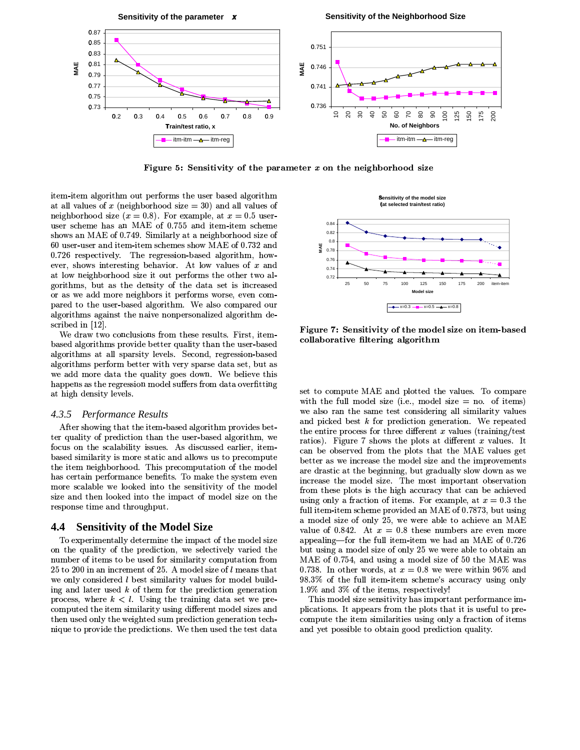**Figure 5: Sensitivity of the parameter $x$ on the neighborhood size**

item-item algorithm out performs the user based algorithm at all values of $x$ (neighborhood size = 30) and all values of neighborhood size ($x = 0.8$). For example, at $x = 0.5$ user-user scheme has an MAE of 0.755 and item-item scheme shows an MAE of 0.749. Similarly at a neighborhood size of 60 user-user and item-item schemes show MAE of 0.732 and 0.726 respectively. The regression-based algorithm, however, shows interesting behavior. At low values of $x$ and at low neighborhood size it out performs the other two algorithms, but as the density of the data set is increased or as we add more neighbors it performs worse, even compared to the user-based algorithm. We also compared our algorithms against the naive nonpersonalized algorithm described in [12].

We draw two conclusions from these results. First, item-based algorithms provide better quality than the user-based algorithms at all sparsity levels. Second, regression-based algorithms perform better with very sparse data set, but as we add more data the quality goes down. We believe this happens as the regression model suffers from data overfitting at high density levels.

### 4.3.5 *Performance Results*

After showing that the item-based algorithm provides better quality of prediction than the user-based algorithm, we focus on the scalability issues. As discussed earlier, item-based similarity is more static and allows us to precompute the item neighborhood. This precomputation of the model has certain performance benefits. To make the system even more scalable we looked into the sensitivity of the model size and then looked into the impact of model size on the response time and throughput.

## 4.4 Sensitivity of the Model Size

To experimentally determine the impact of the model size on the quality of the prediction, we selectively varied the number of items to be used for similarity computation from 25 to 200 in an increment of 25. A model size of $l$ means that we only considered $l$ best similarity values for model building and later used $k$ of them for the prediction generation process, where $k < l$. Using the training data set we precomputed the item similarity using different model sizes and then used only the weighted sum prediction generation technique to provide the predictions. We then used the test data set to compute MAE and plotted the values. To compare with the full model size (i.e., model size = no. of items) we also ran the same test considering all similarity values and picked best $k$ for prediction generation. We repeated the entire process for three different $x$ values (training/test ratios). Figure 7 shows the plots at different $x$ values. It can be observed from the plots that the MAE values get better as we increase the model size and the improvements are drastic at the beginning, but gradually slow down as we increase the model size. The most important observation from these plots is the high accuracy that can be achieved using only a fraction of items. For example, at $x = 0.3$ the full item-item scheme provided an MAE of 0.7873, but using a model size of only 25, we were able to achieve an MAE value of 0.842. At $x = 0.8$ these numbers are even more appealing—for the full item-item we had an MAE of 0.726 but using a model size of only 25 we were able to obtain an MAE of 0.754, and using a model size of 50 the MAE was 0.738. In other words, at $x = 0.8$ we were within 96% and 98.3% of the full item-item scheme's accuracy using only 1.9% and 3% of the items, respectively!

This model size sensitivity has important performance implications. It appears from the plots that it is useful to precompute the item similarities using only a fraction of items and yet possible to obtain good prediction quality.

**Figure 7: Sensitivity of the model size on item-based collaborative filtering algorithm**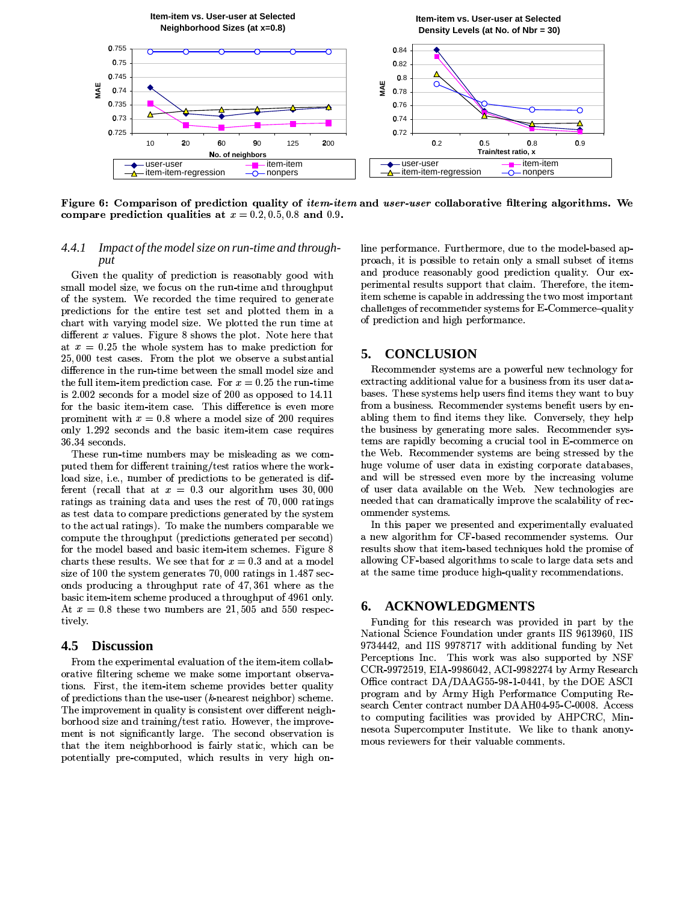**Figure 6: Comparison of prediction quality of *item-item* and *user-user* collaborative filtering algorithms. We compare prediction qualities at $x = 0.2, 0.5, 0.8$ and $0.9$.**

### 4.4.1 *Impact of the model size on run-time and throughput*

Given the quality of prediction is reasonably good with small model size, we focus on the run-time and throughput of the system. We recorded the time required to generate predictions for the entire test set and plotted them in a chart with varying model size. We plotted the run time at different $x$ values. Figure 8 shows the plot. Note here that at $x = 0.25$ the whole system has to make prediction for $25,000$ test cases. From the plot we observe a substantial difference in the run-time between the small model size and the full item-item prediction case. For $x = 0.25$ the run-time is 2.002 seconds for a model size of 200 as opposed to 14.11 for the basic item-item case. This difference is even more prominent with $x = 0.8$ where a model size of 200 requires only 1.292 seconds and the basic item-item case requires 36.34 seconds.

These run-time numbers may be misleading as we computed them for different training/test ratios where the workload size, i.e., number of predictions to be generated is different (recall that at $x = 0.3$ our algorithm uses $30,000$ ratings as training data and uses the rest of $70,000$ ratings as test data to compare predictions generated by the system to the actual ratings). To make the numbers comparable we compute the throughput (predictions generated per second) for the model based and basic item-item schemes. Figure 8 charts these results. We see that for $x = 0.3$ and at a model size of 100 the system generates $70,000$ ratings in 1.487 seconds producing a throughput rate of $47,361$ where as the basic item-item scheme produced a throughput of 4961 only. At $x = 0.8$ these two numbers are $21,505$ and 550 respectively.

## 4.5 Discussion

From the experimental evaluation of the item-item collaborative filtering scheme we make some important observations. First, the item-item scheme provides better quality of predictions than the use-user ($k$-nearest neighbor) scheme. The improvement in quality is consistent over different neighborhood size and training/test ratio. However, the improvement is not significantly large. The second observation is that the item neighborhood is fairly static, which can be potentially pre-computed, which results in very high online performance. Furthermore, due to the model-based approach, it is possible to retain only a small subset of items and produce reasonably good prediction quality. Our experimental results support that claim. Therefore, the item-item scheme is capable in addressing the two most important challenges of recommender systems for E-Commerce–quality of prediction and high performance.

# 5. CONCLUSION

Recommender systems are a powerful new technology for extracting additional value for a business from its user databases. These systems help users find items they want to buy from a business. Recommender systems benefit users by enabling them to find items they like. Conversely, they help the business by generating more sales. Recommender systems are rapidly becoming a crucial tool in E-commerce on the Web. Recommender systems are being stressed by the huge volume of user data in existing corporate databases, and will be stressed even more by the increasing volume of user data available on the Web. New technologies are needed that can dramatically improve the scalability of recommender systems.

In this paper we presented and experimentally evaluated a new algorithm for CF-based recommender systems. Our results show that item-based techniques hold the promise of allowing CF-based algorithms to scale to large data sets and at the same time produce high-quality recommendations.

# 6. ACKNOWLEDGMENTS

Funding for this research was provided in part by the National Science Foundation under grants IIS 9613960, IIS 9734442, and IIS 9978717 with additional funding by Net Perceptions Inc. This work was also supported by NSF CCR-9972519, EIA-9986042, ACI-9982274 by Army Research Office contract DA/DAAG55-98-1-0441, by the DOE ASCI program and by Army High Performance Computing Research Center contract number DAAH04-95-C-0008. Access to computing facilities was provided by AHPCRC, Minnesota Supercomputer Institute. We like to thank anonymous reviewers for their valuable comments.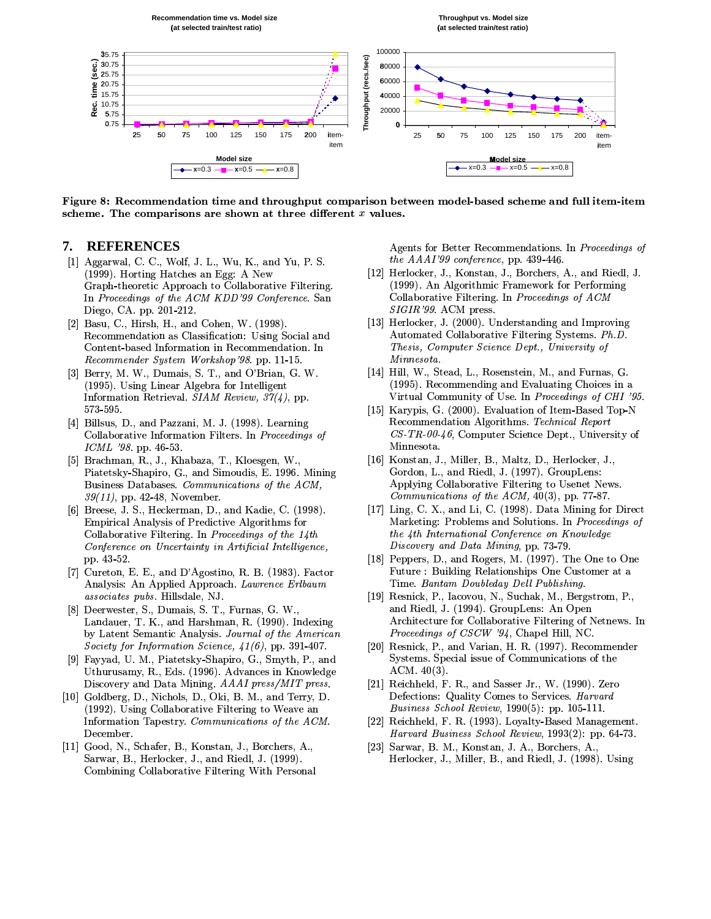**Figure 8: Recommendation time and throughput comparison between model-based scheme and full item-item scheme. The comparisons are shown at three different $x$ values.**

## 7. REFERENCES

[1] Aggarwal, C. C., Wolf, J. L., Wu, K., and Yu, P. S. (1999). Horting Hatches an Egg: A New Graph-theoretic Approach to Collaborative Filtering. In *Proceedings of the ACM KDD'99 Conference*. San Diego, CA. pp. 201-212.

[2] Basu, C., Hirsh, H., and Cohen, W. (1998). Recommendation as Classification: Using Social and Content-based Information in Recommendation. In *Recommender System Workshop'98*. pp. 11-15.

[3] Berry, M. W., Dumais, S. T., and O'Brian, G. W. (1995). Using Linear Algebra for Intelligent Information Retrieval. *SIAM Review, 37(4)*, pp. 573-595.

[4] Billsus, D., and Pazzani, M. J. (1998). Learning Collaborative Information Filters. In *Proceedings of ICML '98*. pp. 46-53.

[5] Brachman, R., J., Khabaza, T., Kloesgen, W., Piatetsky-Shapiro, G., and Simoudis, E. 1996. Mining Business Databases. *Communications of the ACM, 39(11)*, pp. 42-48, November.

[6] Breese, J. S., Heckerman, D., and Kadie, C. (1998). Empirical Analysis of Predictive Algorithms for Collaborative Filtering. In *Proceedings of the 14th Conference on Uncertainty in Artificial Intelligence*, pp. 43-52.

[7] Cureton, E. E., and D'Agostino, R. B. (1983). Factor Analysis: An Applied Approach. *Lawrence Erlbaum associates pubs.* Hillsdale, NJ.

[8] Deerwester, S., Dumais, S. T., Furnas, G. W., Landauer, T. K., and Harshman, R. (1990). Indexing by Latent Semantic Analysis. *Journal of the American Society for Information Science, 41(6)*, pp. 391-407.

[9] Fayyad, U. M., Piatetsky-Shapiro, G., Smyth, P., and Uthurusamy, R., Eds. (1996). Advances in Knowledge Discovery and Data Mining. *AAAI press/MIT press.*

[10] Goldberg, D., Nichols, D., Oki, B. M., and Terry, D. (1992). Using Collaborative Filtering to Weave an Information Tapestry. *Communications of the ACM*. December.

[11] Good, N., Schafer, B., Konstan, J., Borchers, A., Sarwar, B., Herlocker, J., and Riedl, J. (1999). Combining Collaborative Filtering With Personal Agents for Better Recommendations. In *Proceedings of the AAAI'99 conference*, pp. 439-446.

[12] Herlocker, J., Konstan, J., Borchers, A., and Riedl, J. (1999). An Algorithmic Framework for Performing Collaborative Filtering. In *Proceedings of ACM SIGIR'99*. ACM press.

[13] Herlocker, J. (2000). Understanding and Improving Automated Collaborative Filtering Systems. *Ph.D. Thesis, Computer Science Dept., University of Minnesota.*

[14] Hill, W., Stead, L., Rosenstein, M., and Furnas, G. (1995). Recommending and Evaluating Choices in a Virtual Community of Use. In *Proceedings of CHI '95*.

[15] Karypis, G. (2000). Evaluation of Item-Based Top-N Recommendation Algorithms. *Technical Report CS-TR-00-46*, Computer Science Dept., University of Minnesota.

[16] Konstan, J., Miller, B., Maltz, D., Herlocker, J., Gordon, L., and Riedl, J. (1997). GroupLens: Applying Collaborative Filtering to Usenet News. *Communications of the ACM,* 40(3), pp. 77-87.

[17] Ling, C. X., and Li, C. (1998). Data Mining for Direct Marketing: Problems and Solutions. In *Proceedings of the 4th International Conference on Knowledge Discovery and Data Mining*, pp. 73-79.

[18] Peppers, D., and Rogers, M. (1997). The One to One Future : Building Relationships One Customer at a Time. *Bantam Doubleday Dell Publishing.*

[19] Resnick, P., Iacovou, N., Suchak, M., Bergstrom, P., and Riedl, J. (1994). GroupLens: An Open Architecture for Collaborative Filtering of Netnews. In *Proceedings of CSCW '94*, Chapel Hill, NC.

[20] Resnick, P., and Varian, H. R. (1997). Recommender Systems. Special issue of Communications of the ACM. 40(3).

[21] Reichheld, F. R., and Sasser Jr., W. (1990). Zero Defections: Quality Comes to Services. *Harvard Business School Review*, 1990(5): pp. 105-111.

[22] Reichheld, F. R. (1993). Loyalty-Based Management. *Harvard Business School Review*, 1993(2): pp. 64-73.

[23] Sarwar, B. M., Konstan, J. A., Borchers, A., Herlocker, J., Miller, B., and Riedl, J. (1998). Using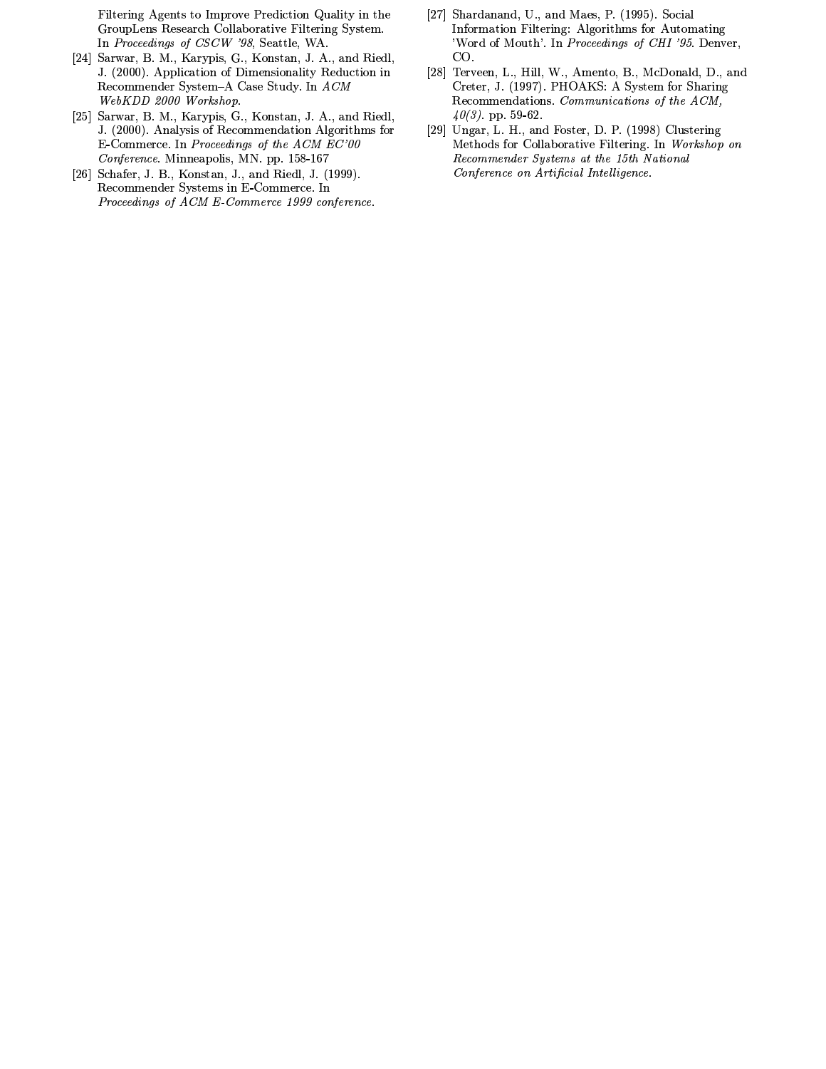Filtering Agents to Improve Prediction Quality in the GroupLens Research Collaborative Filtering System. In *Proceedings of CSCW '98*, Seattle, WA.

[24] Sarwar, B. M., Karypis, G., Konstan, J. A., and Riedl, J. (2000). Application of Dimensionality Reduction in Recommender System–A Case Study. In *ACM WebKDD 2000 Workshop*.

[25] Sarwar, B. M., Karypis, G., Konstan, J. A., and Riedl, J. (2000). Analysis of Recommendation Algorithms for E-Commerce. In *Proceedings of the ACM EC'00 Conference*. Minneapolis, MN. pp. 158-167

[26] Schafer, J. B., Konstan, J., and Riedl, J. (1999). Recommender Systems in E-Commerce. In *Proceedings of ACM E-Commerce 1999 conference*.

[27] Shardanand, U., and Maes, P. (1995). Social Information Filtering: Algorithms for Automating 'Word of Mouth'. In *Proceedings of CHI '95*. Denver, CO.

[28] Terveen, L., Hill, W., Amento, B., McDonald, D., and Creter, J. (1997). PHOAKS: A System for Sharing Recommendations. *Communications of the ACM, 40(3)*. pp. 59-62.

[29] Ungar, L. H., and Foster, D. P. (1998) Clustering Methods for Collaborative Filtering. In *Workshop on Recommender Systems at the 15th National Conference on Artificial Intelligence*.